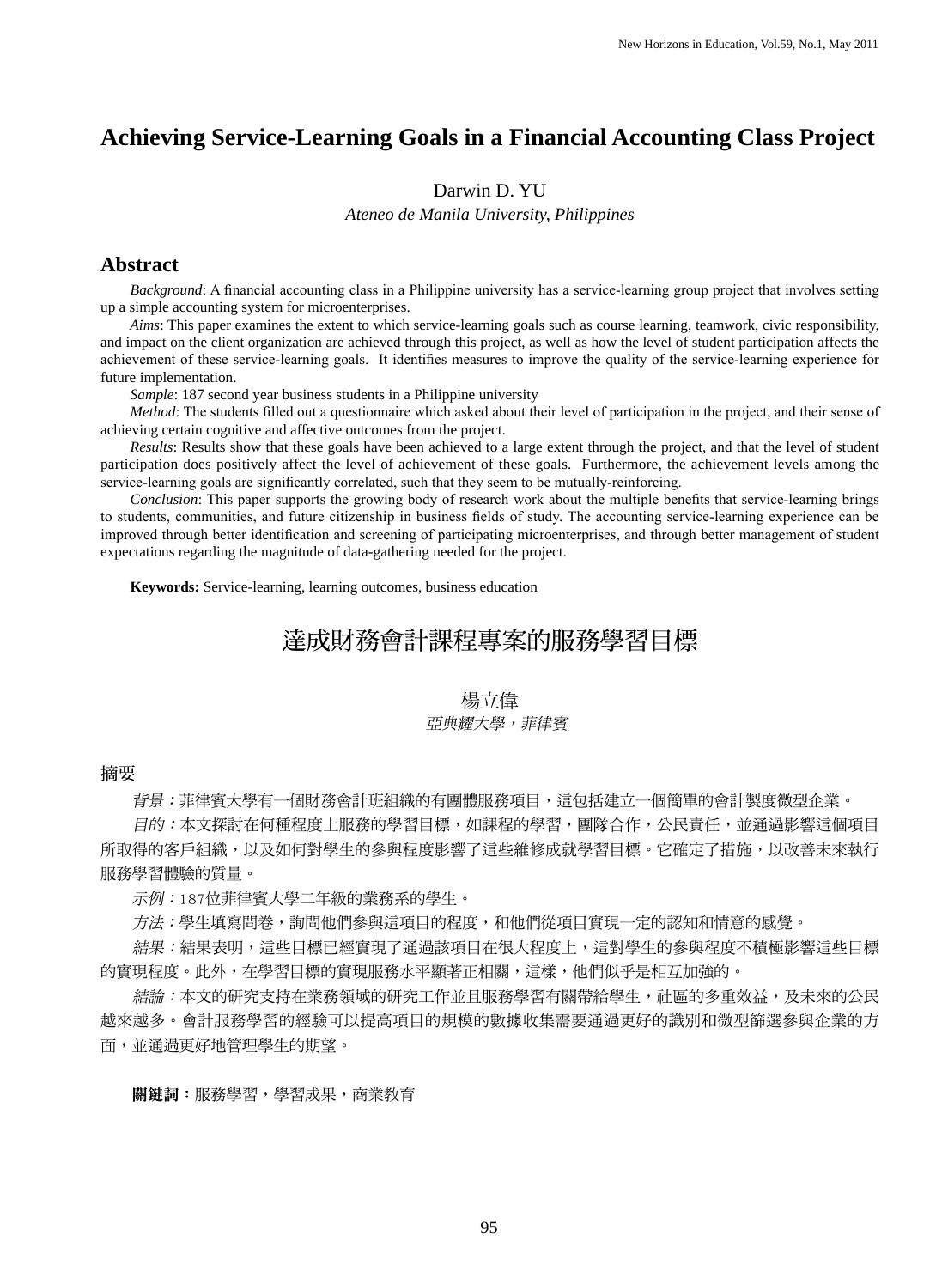# Achieving Service-Learning Goals in a Financial Accounting Class Project

Darwin D. YU

*Ateneo de Manila University, Philippines*

## Abstract

*Background*: A financial accounting class in a Philippine university has a service-learning group project that involves setting up a simple accounting system for microenterprises.

*Aims*: This paper examines the extent to which service-learning goals such as course learning, teamwork, civic responsibility, and impact on the client organization are achieved through this project, as well as how the level of student participation affects the achievement of these service-learning goals. It identifies measures to improve the quality of the service-learning experience for future implementation.

*Sample*: 187 second year business students in a Philippine university

*Method*: The students filled out a questionnaire which asked about their level of participation in the project, and their sense of achieving certain cognitive and affective outcomes from the project.

*Results*: Results show that these goals have been achieved to a large extent through the project, and that the level of student participation does positively affect the level of achievement of these goals. Furthermore, the achievement levels among the service-learning goals are significantly correlated, such that they seem to be mutually-reinforcing.

*Conclusion*: This paper supports the growing body of research work about the multiple benefits that service-learning brings to students, communities, and future citizenship in business fields of study. The accounting service-learning experience can be improved through better identification and screening of participating microenterprises, and through better management of student expectations regarding the magnitude of data-gathering needed for the project.

**Keywords:** Service-learning, learning outcomes, business education

# 達成財務會計課程專案的服務學習目標

楊立偉

*亞典耀大學，菲律賓*

## 摘要

*背景：*菲律賓大學有一個財務會計班組織的有團體服務項目，這包括建立一個簡單的會計製度微型企業。

*目的：*本文探討在何種程度上服務的學習目標，如課程的學習，團隊合作，公民責任，並通過影響這個項目所取得的客戶組織，以及如何對學生的參與程度影響了這些維修成就學習目標。它確定了措施，以改善未來執行服務學習體驗的質量。

*示例：*187位菲律賓大學二年級的業務系的學生。

*方法：*學生填寫問卷，詢問他們參與這項目的程度，和他們從項目實現一定的認知和情意的感覺。

*結果：*結果表明，這些目標已經實現了通過該項目在很大程度上，這對學生的參與程度不積極影響這些目標的實現程度。此外，在學習目標的實現服務水平顯著正相關，這樣，他們似乎是相互加強的。

*結論：*本文的研究支持在業務領域的研究工作並且服務學習有關帶給學生，社區的多重效益，及未來的公民越來越多。會計服務學習的經驗可以提高項目的規模的數據收集需要通過更好的識別和微型篩選參與企業的方面，並通過更好地管理學生的期望。

**關鍵詞：**服務學習，學習成果，商業教育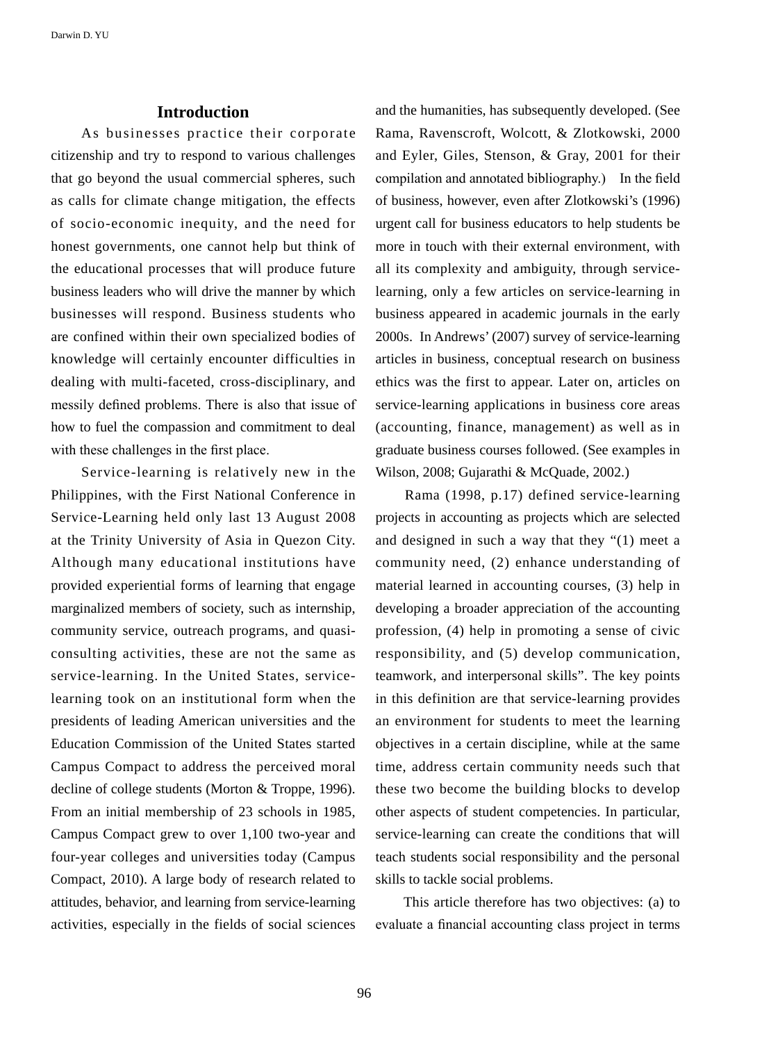## Introduction

As businesses practice their corporate citizenship and try to respond to various challenges that go beyond the usual commercial spheres, such as calls for climate change mitigation, the effects of socio-economic inequity, and the need for honest governments, one cannot help but think of the educational processes that will produce future business leaders who will drive the manner by which businesses will respond. Business students who are confined within their own specialized bodies of knowledge will certainly encounter difficulties in dealing with multi-faceted, cross-disciplinary, and messily defined problems. There is also that issue of how to fuel the compassion and commitment to deal with these challenges in the first place.

Service-learning is relatively new in the Philippines, with the First National Conference in Service-Learning held only last 13 August 2008 at the Trinity University of Asia in Quezon City. Although many educational institutions have provided experiential forms of learning that engage marginalized members of society, such as internship, community service, outreach programs, and quasi-consulting activities, these are not the same as service-learning. In the United States, service-learning took on an institutional form when the presidents of leading American universities and the Education Commission of the United States started Campus Compact to address the perceived moral decline of college students (Morton & Troppe, 1996). From an initial membership of 23 schools in 1985, Campus Compact grew to over 1,100 two-year and four-year colleges and universities today (Campus Compact, 2010). A large body of research related to attitudes, behavior, and learning from service-learning activities, especially in the fields of social sciences and the humanities, has subsequently developed. (See Rama, Ravenscroft, Wolcott, & Zlotkowski, 2000 and Eyler, Giles, Stenson, & Gray, 2001 for their compilation and annotated bibliography.) In the field of business, however, even after Zlotkowski's (1996) urgent call for business educators to help students be more in touch with their external environment, with all its complexity and ambiguity, through service-learning, only a few articles on service-learning in business appeared in academic journals in the early 2000s. In Andrews' (2007) survey of service-learning articles in business, conceptual research on business ethics was the first to appear. Later on, articles on service-learning applications in business core areas (accounting, finance, management) as well as in graduate business courses followed. (See examples in Wilson, 2008; Gujarathi & McQuade, 2002.)

Rama (1998, p.17) defined service-learning projects in accounting as projects which are selected and designed in such a way that they "(1) meet a community need, (2) enhance understanding of material learned in accounting courses, (3) help in developing a broader appreciation of the accounting profession, (4) help in promoting a sense of civic responsibility, and (5) develop communication, teamwork, and interpersonal skills". The key points in this definition are that service-learning provides an environment for students to meet the learning objectives in a certain discipline, while at the same time, address certain community needs such that these two become the building blocks to develop other aspects of student competencies. In particular, service-learning can create the conditions that will teach students social responsibility and the personal skills to tackle social problems.

This article therefore has two objectives: (a) to evaluate a financial accounting class project in terms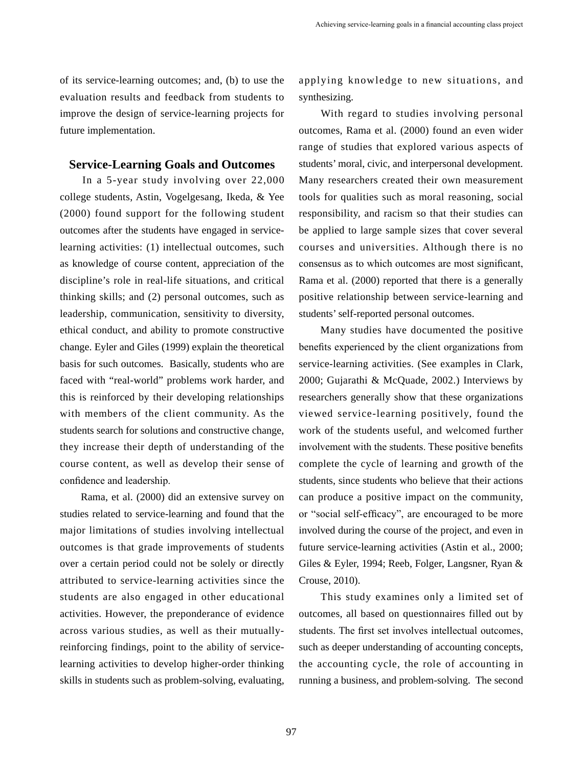of its service-learning outcomes; and, (b) to use the evaluation results and feedback from students to improve the design of service-learning projects for future implementation.

## Service-Learning Goals and Outcomes

In a 5-year study involving over 22,000 college students, Astin, Vogelgesang, Ikeda, & Yee (2000) found support for the following student outcomes after the students have engaged in service-learning activities: (1) intellectual outcomes, such as knowledge of course content, appreciation of the discipline's role in real-life situations, and critical thinking skills; and (2) personal outcomes, such as leadership, communication, sensitivity to diversity, ethical conduct, and ability to promote constructive change. Eyler and Giles (1999) explain the theoretical basis for such outcomes. Basically, students who are faced with "real-world" problems work harder, and this is reinforced by their developing relationships with members of the client community. As the students search for solutions and constructive change, they increase their depth of understanding of the course content, as well as develop their sense of confidence and leadership.

Rama, et al. (2000) did an extensive survey on studies related to service-learning and found that the major limitations of studies involving intellectual outcomes is that grade improvements of students over a certain period could not be solely or directly attributed to service-learning activities since the students are also engaged in other educational activities. However, the preponderance of evidence across various studies, as well as their mutually-reinforcing findings, point to the ability of service-learning activities to develop higher-order thinking skills in students such as problem-solving, evaluating, applying knowledge to new situations, and synthesizing.

With regard to studies involving personal outcomes, Rama et al. (2000) found an even wider range of studies that explored various aspects of students' moral, civic, and interpersonal development. Many researchers created their own measurement tools for qualities such as moral reasoning, social responsibility, and racism so that their studies can be applied to large sample sizes that cover several courses and universities. Although there is no consensus as to which outcomes are most significant, Rama et al. (2000) reported that there is a generally positive relationship between service-learning and students' self-reported personal outcomes.

Many studies have documented the positive benefits experienced by the client organizations from service-learning activities. (See examples in Clark, 2000; Gujarathi & McQuade, 2002.) Interviews by researchers generally show that these organizations viewed service-learning positively, found the work of the students useful, and welcomed further involvement with the students. These positive benefits complete the cycle of learning and growth of the students, since students who believe that their actions can produce a positive impact on the community, or "social self-efficacy", are encouraged to be more involved during the course of the project, and even in future service-learning activities (Astin et al., 2000; Giles & Eyler, 1994; Reeb, Folger, Langsner, Ryan & Crouse, 2010).

This study examines only a limited set of outcomes, all based on questionnaires filled out by students. The first set involves intellectual outcomes, such as deeper understanding of accounting concepts, the accounting cycle, the role of accounting in running a business, and problem-solving. The second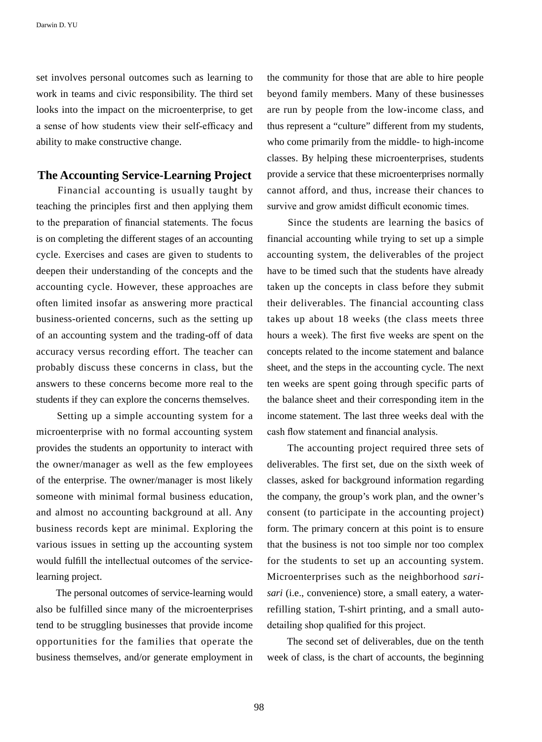set involves personal outcomes such as learning to work in teams and civic responsibility. The third set looks into the impact on the microenterprise, to get a sense of how students view their self-efficacy and ability to make constructive change.

## The Accounting Service-Learning Project

Financial accounting is usually taught by teaching the principles first and then applying them to the preparation of financial statements. The focus is on completing the different stages of an accounting cycle. Exercises and cases are given to students to deepen their understanding of the concepts and the accounting cycle. However, these approaches are often limited insofar as answering more practical business-oriented concerns, such as the setting up of an accounting system and the trading-off of data accuracy versus recording effort. The teacher can probably discuss these concerns in class, but the answers to these concerns become more real to the students if they can explore the concerns themselves.

Setting up a simple accounting system for a microenterprise with no formal accounting system provides the students an opportunity to interact with the owner/manager as well as the few employees of the enterprise. The owner/manager is most likely someone with minimal formal business education, and almost no accounting background at all. Any business records kept are minimal. Exploring the various issues in setting up the accounting system would fulfill the intellectual outcomes of the service-learning project.

The personal outcomes of service-learning would also be fulfilled since many of the microenterprises tend to be struggling businesses that provide income opportunities for the families that operate the business themselves, and/or generate employment in the community for those that are able to hire people beyond family members. Many of these businesses are run by people from the low-income class, and thus represent a "culture" different from my students, who come primarily from the middle- to high-income classes. By helping these microenterprises, students provide a service that these microenterprises normally cannot afford, and thus, increase their chances to survive and grow amidst difficult economic times.

Since the students are learning the basics of financial accounting while trying to set up a simple accounting system, the deliverables of the project have to be timed such that the students have already taken up the concepts in class before they submit their deliverables. The financial accounting class takes up about 18 weeks (the class meets three hours a week). The first five weeks are spent on the concepts related to the income statement and balance sheet, and the steps in the accounting cycle. The next ten weeks are spent going through specific parts of the balance sheet and their corresponding item in the income statement. The last three weeks deal with the cash flow statement and financial analysis.

The accounting project required three sets of deliverables. The first set, due on the sixth week of classes, asked for background information regarding the company, the group's work plan, and the owner's consent (to participate in the accounting project) form. The primary concern at this point is to ensure that the business is not too simple nor too complex for the students to set up an accounting system. Microenterprises such as the neighborhood *sari-sari* (i.e., convenience) store, a small eatery, a water-refilling station, T-shirt printing, and a small auto-detailing shop qualified for this project.

The second set of deliverables, due on the tenth week of class, is the chart of accounts, the beginning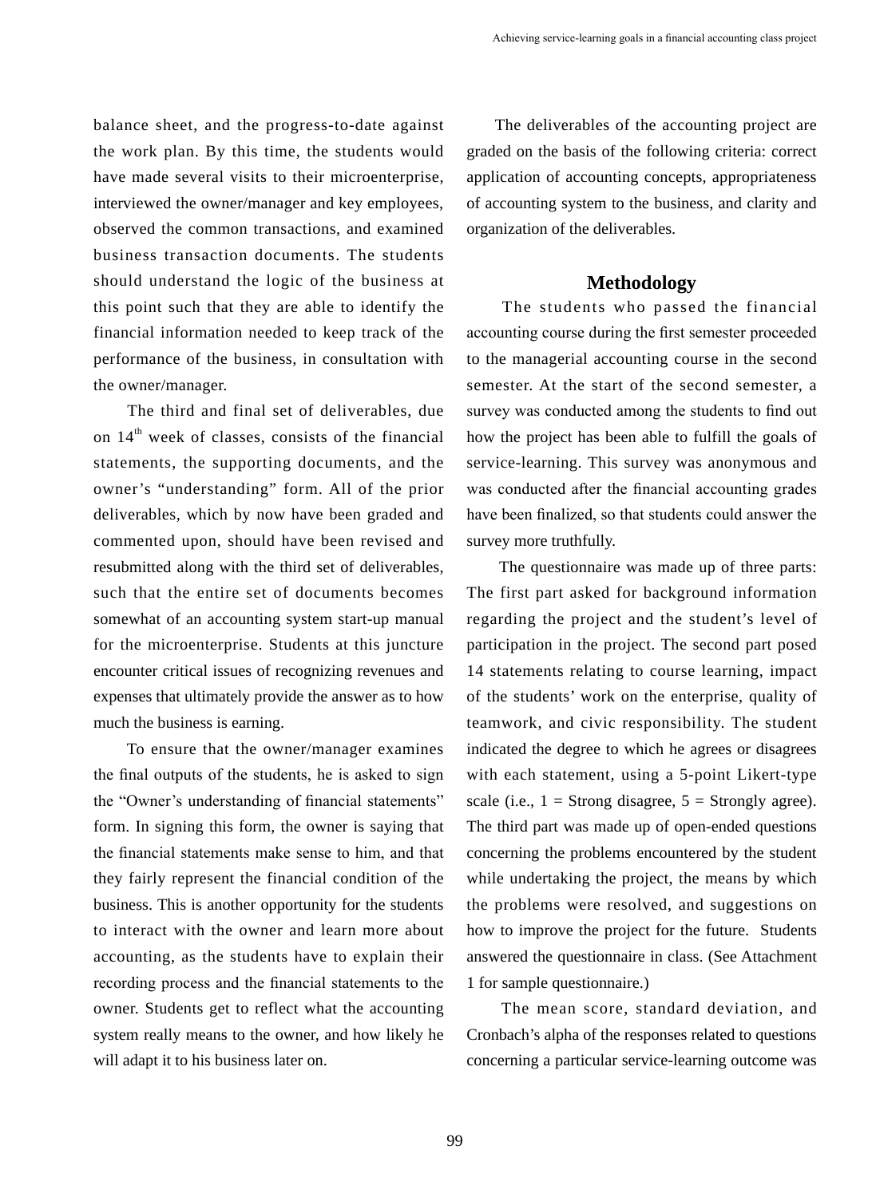balance sheet, and the progress-to-date against the work plan. By this time, the students would have made several visits to their microenterprise, interviewed the owner/manager and key employees, observed the common transactions, and examined business transaction documents. The students should understand the logic of the business at this point such that they are able to identify the financial information needed to keep track of the performance of the business, in consultation with the owner/manager.

The third and final set of deliverables, due on 14th week of classes, consists of the financial statements, the supporting documents, and the owner's "understanding" form. All of the prior deliverables, which by now have been graded and commented upon, should have been revised and resubmitted along with the third set of deliverables, such that the entire set of documents becomes somewhat of an accounting system start-up manual for the microenterprise. Students at this juncture encounter critical issues of recognizing revenues and expenses that ultimately provide the answer as to how much the business is earning.

To ensure that the owner/manager examines the final outputs of the students, he is asked to sign the "Owner's understanding of financial statements" form. In signing this form, the owner is saying that the financial statements make sense to him, and that they fairly represent the financial condition of the business. This is another opportunity for the students to interact with the owner and learn more about accounting, as the students have to explain their recording process and the financial statements to the owner. Students get to reflect what the accounting system really means to the owner, and how likely he will adapt it to his business later on.

The deliverables of the accounting project are graded on the basis of the following criteria: correct application of accounting concepts, appropriateness of accounting system to the business, and clarity and organization of the deliverables.

## Methodology

The students who passed the financial accounting course during the first semester proceeded to the managerial accounting course in the second semester. At the start of the second semester, a survey was conducted among the students to find out how the project has been able to fulfill the goals of service-learning. This survey was anonymous and was conducted after the financial accounting grades have been finalized, so that students could answer the survey more truthfully.

The questionnaire was made up of three parts: The first part asked for background information regarding the project and the student's level of participation in the project. The second part posed 14 statements relating to course learning, impact of the students' work on the enterprise, quality of teamwork, and civic responsibility. The student indicated the degree to which he agrees or disagrees with each statement, using a 5-point Likert-type scale (i.e., 1 = Strong disagree, 5 = Strongly agree). The third part was made up of open-ended questions concerning the problems encountered by the student while undertaking the project, the means by which the problems were resolved, and suggestions on how to improve the project for the future. Students answered the questionnaire in class. (See Attachment 1 for sample questionnaire.)

The mean score, standard deviation, and Cronbach's alpha of the responses related to questions concerning a particular service-learning outcome was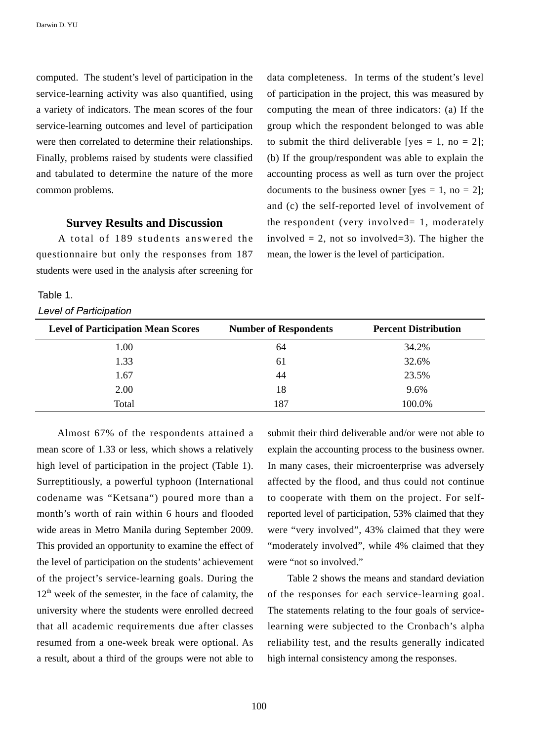computed. The student's level of participation in the service-learning activity was also quantified, using a variety of indicators. The mean scores of the four service-learning outcomes and level of participation were then correlated to determine their relationships. Finally, problems raised by students were classified and tabulated to determine the nature of the more common problems.

## Survey Results and Discussion

A total of 189 students answered the questionnaire but only the responses from 187 students were used in the analysis after screening for data completeness. In terms of the student's level of participation in the project, this was measured by computing the mean of three indicators: (a) If the group which the respondent belonged to was able to submit the third deliverable [yes = 1, no = 2]; (b) If the group/respondent was able to explain the accounting process as well as turn over the project documents to the business owner [yes = 1, no = 2]; and (c) the self-reported level of involvement of the respondent (very involved= 1, moderately involved = 2, not so involved=3). The higher the mean, the lower is the level of participation.

Table 1.

*Level of Participation*

| Level of Participation Mean Scores | Number of Respondents | Percent Distribution |
|---|---|---|
| 1.00 | 64 | 34.2% |
| 1.33 | 61 | 32.6% |
| 1.67 | 44 | 23.5% |
| 2.00 | 18 | 9.6% |
| Total | 187 | 100.0% |

Almost 67% of the respondents attained a mean score of 1.33 or less, which shows a relatively high level of participation in the project (Table 1). Surreptitiously, a powerful typhoon (International codename was "Ketsana") poured more than a month's worth of rain within 6 hours and flooded wide areas in Metro Manila during September 2009. This provided an opportunity to examine the effect of the level of participation on the students' achievement of the project's service-learning goals. During the 12th week of the semester, in the face of calamity, the university where the students were enrolled decreed that all academic requirements due after classes resumed from a one-week break were optional. As a result, about a third of the groups were not able to submit their third deliverable and/or were not able to explain the accounting process to the business owner. In many cases, their microenterprise was adversely affected by the flood, and thus could not continue to cooperate with them on the project. For self-reported level of participation, 53% claimed that they were "very involved", 43% claimed that they were "moderately involved", while 4% claimed that they were "not so involved."

Table 2 shows the means and standard deviation of the responses for each service-learning goal. The statements relating to the four goals of service-learning were subjected to the Cronbach's alpha reliability test, and the results generally indicated high internal consistency among the responses.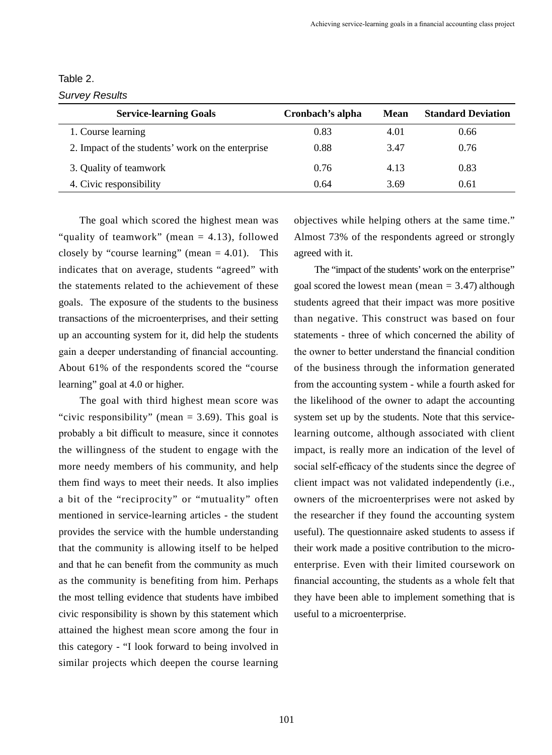Table 2.

*Survey Results*

| Service-learning Goals | Cronbach's alpha | Mean | Standard Deviation |
|---|---|---|---|
| 1. Course learning | 0.83 | 4.01 | 0.66 |
| 2. Impact of the students' work on the enterprise | 0.88 | 3.47 | 0.76 |
| 3. Quality of teamwork | 0.76 | 4.13 | 0.83 |
| 4. Civic responsibility | 0.64 | 3.69 | 0.61 |

The goal which scored the highest mean was "quality of teamwork" (mean = 4.13), followed closely by "course learning" (mean = 4.01). This indicates that on average, students "agreed" with the statements related to the achievement of these goals. The exposure of the students to the business transactions of the microenterprises, and their setting up an accounting system for it, did help the students gain a deeper understanding of financial accounting. About 61% of the respondents scored the "course learning" goal at 4.0 or higher.

The goal with third highest mean score was "civic responsibility" (mean = 3.69). This goal is probably a bit difficult to measure, since it connotes the willingness of the student to engage with the more needy members of his community, and help them find ways to meet their needs. It also implies a bit of the "reciprocity" or "mutuality" often mentioned in service-learning articles - the student provides the service with the humble understanding that the community is allowing itself to be helped and that he can benefit from the community as much as the community is benefiting from him. Perhaps the most telling evidence that students have imbibed civic responsibility is shown by this statement which attained the highest mean score among the four in this category - "I look forward to being involved in similar projects which deepen the course learning objectives while helping others at the same time." Almost 73% of the respondents agreed or strongly agreed with it.

The "impact of the students' work on the enterprise" goal scored the lowest mean (mean = 3.47) although students agreed that their impact was more positive than negative. This construct was based on four statements - three of which concerned the ability of the owner to better understand the financial condition of the business through the information generated from the accounting system - while a fourth asked for the likelihood of the owner to adapt the accounting system set up by the students. Note that this service-learning outcome, although associated with client impact, is really more an indication of the level of social self-efficacy of the students since the degree of client impact was not validated independently (i.e., owners of the microenterprises were not asked by the researcher if they found the accounting system useful). The questionnaire asked students to assess if their work made a positive contribution to the micro-enterprise. Even with their limited coursework on financial accounting, the students as a whole felt that they have been able to implement something that is useful to a microenterprise.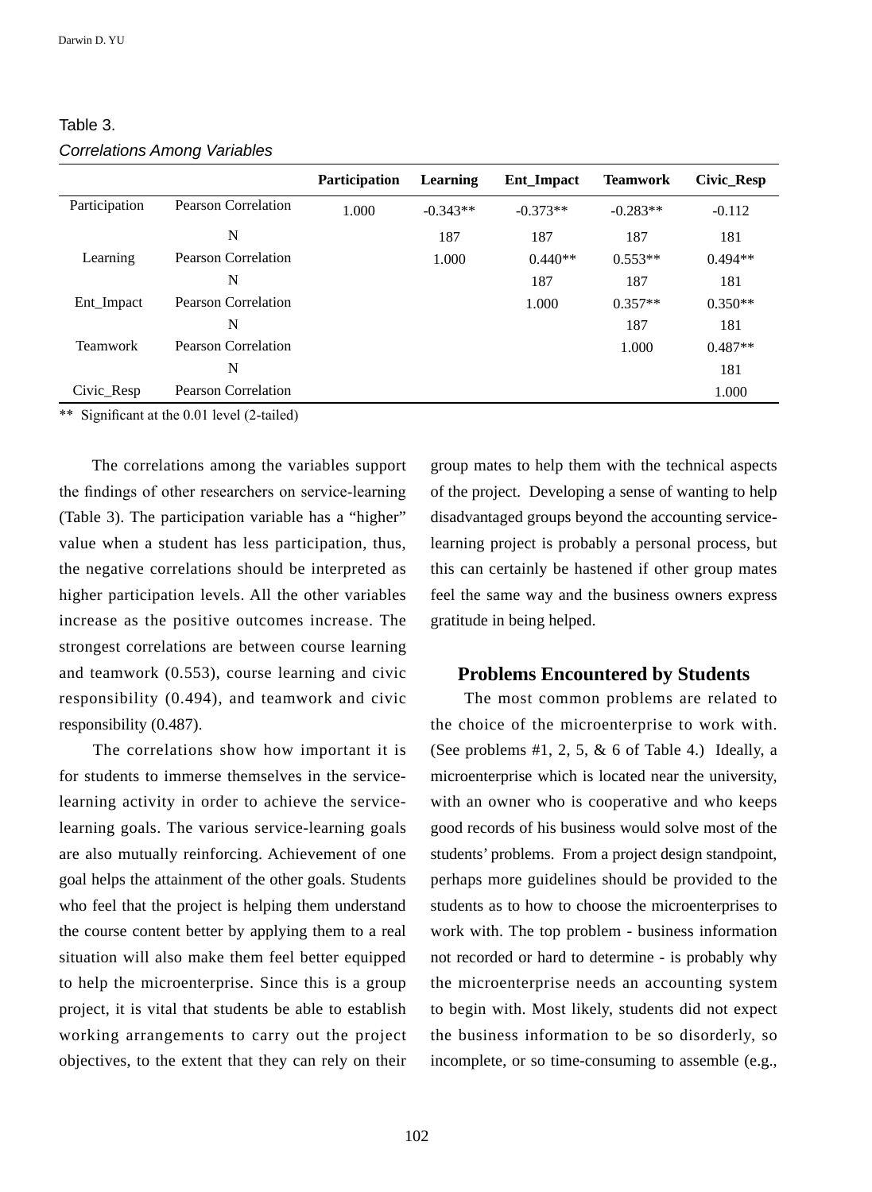Table 3.

*Correlations Among Variables*

| | | Participation | Learning | Ent_Impact | Teamwork | Civic_Resp |
|---|---|---|---|---|---|---|
| Participation | Pearson Correlation | 1.000 | -0.343** | -0.373** | -0.283** | -0.112 |
| | N | | 187 | 187 | 187 | 181 |
| Learning | Pearson Correlation | | 1.000 | 0.440** | 0.553** | 0.494** |
| | N | | | 187 | 187 | 181 |
| Ent_Impact | Pearson Correlation | | | 1.000 | 0.357** | 0.350** |
| | N | | | | 187 | 181 |
| Teamwork | Pearson Correlation | | | | 1.000 | 0.487** |
| | N | | | | | 181 |
| Civic_Resp | Pearson Correlation | | | | | 1.000 |

** Significant at the 0.01 level (2-tailed)

The correlations among the variables support the findings of other researchers on service-learning (Table 3). The participation variable has a "higher" value when a student has less participation, thus, the negative correlations should be interpreted as higher participation levels. All the other variables increase as the positive outcomes increase. The strongest correlations are between course learning and teamwork (0.553), course learning and civic responsibility (0.494), and teamwork and civic responsibility (0.487).

The correlations show how important it is for students to immerse themselves in the service-learning activity in order to achieve the service-learning goals. The various service-learning goals are also mutually reinforcing. Achievement of one goal helps the attainment of the other goals. Students who feel that the project is helping them understand the course content better by applying them to a real situation will also make them feel better equipped to help the microenterprise. Since this is a group project, it is vital that students be able to establish working arrangements to carry out the project objectives, to the extent that they can rely on their group mates to help them with the technical aspects of the project. Developing a sense of wanting to help disadvantaged groups beyond the accounting service-learning project is probably a personal process, but this can certainly be hastened if other group mates feel the same way and the business owners express gratitude in being helped.

## Problems Encountered by Students

The most common problems are related to the choice of the microenterprise to work with. (See problems #1, 2, 5, & 6 of Table 4.) Ideally, a microenterprise which is located near the university, with an owner who is cooperative and who keeps good records of his business would solve most of the students' problems. From a project design standpoint, perhaps more guidelines should be provided to the students as to how to choose the microenterprises to work with. The top problem - business information not recorded or hard to determine - is probably why the microenterprise needs an accounting system to begin with. Most likely, students did not expect the business information to be so disorderly, so incomplete, or so time-consuming to assemble (e.g.,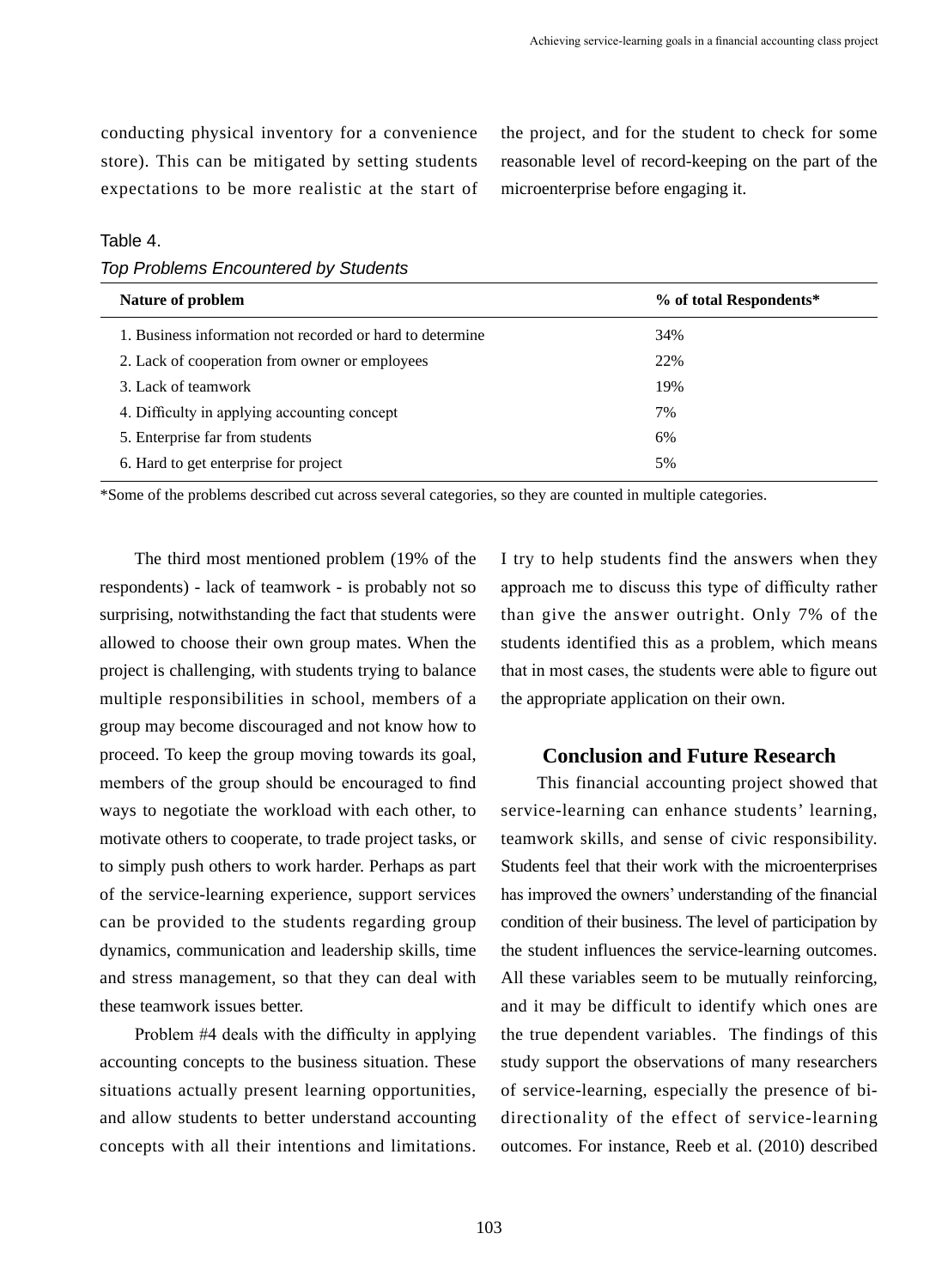conducting physical inventory for a convenience store). This can be mitigated by setting students expectations to be more realistic at the start of the project, and for the student to check for some reasonable level of record-keeping on the part of the microenterprise before engaging it.

Table 4.

*Top Problems Encountered by Students*

| Nature of problem | % of total Respondents* |
|---|---|
| 1. Business information not recorded or hard to determine | 34% |
| 2. Lack of cooperation from owner or employees | 22% |
| 3. Lack of teamwork | 19% |
| 4. Difficulty in applying accounting concept | 7% |
| 5. Enterprise far from students | 6% |
| 6. Hard to get enterprise for project | 5% |

*Some of the problems described cut across several categories, so they are counted in multiple categories.

The third most mentioned problem (19% of the respondents) - lack of teamwork - is probably not so surprising, notwithstanding the fact that students were allowed to choose their own group mates. When the project is challenging, with students trying to balance multiple responsibilities in school, members of a group may become discouraged and not know how to proceed. To keep the group moving towards its goal, members of the group should be encouraged to find ways to negotiate the workload with each other, to motivate others to cooperate, to trade project tasks, or to simply push others to work harder. Perhaps as part of the service-learning experience, support services can be provided to the students regarding group dynamics, communication and leadership skills, time and stress management, so that they can deal with these teamwork issues better.

Problem #4 deals with the difficulty in applying accounting concepts to the business situation. These situations actually present learning opportunities, and allow students to better understand accounting concepts with all their intentions and limitations. I try to help students find the answers when they approach me to discuss this type of difficulty rather than give the answer outright. Only 7% of the students identified this as a problem, which means that in most cases, the students were able to figure out the appropriate application on their own.

## Conclusion and Future Research

This financial accounting project showed that service-learning can enhance students' learning, teamwork skills, and sense of civic responsibility. Students feel that their work with the microenterprises has improved the owners' understanding of the financial condition of their business. The level of participation by the student influences the service-learning outcomes. All these variables seem to be mutually reinforcing, and it may be difficult to identify which ones are the true dependent variables. The findings of this study support the observations of many researchers of service-learning, especially the presence of bi-directionality of the effect of service-learning outcomes. For instance, Reeb et al. (2010) described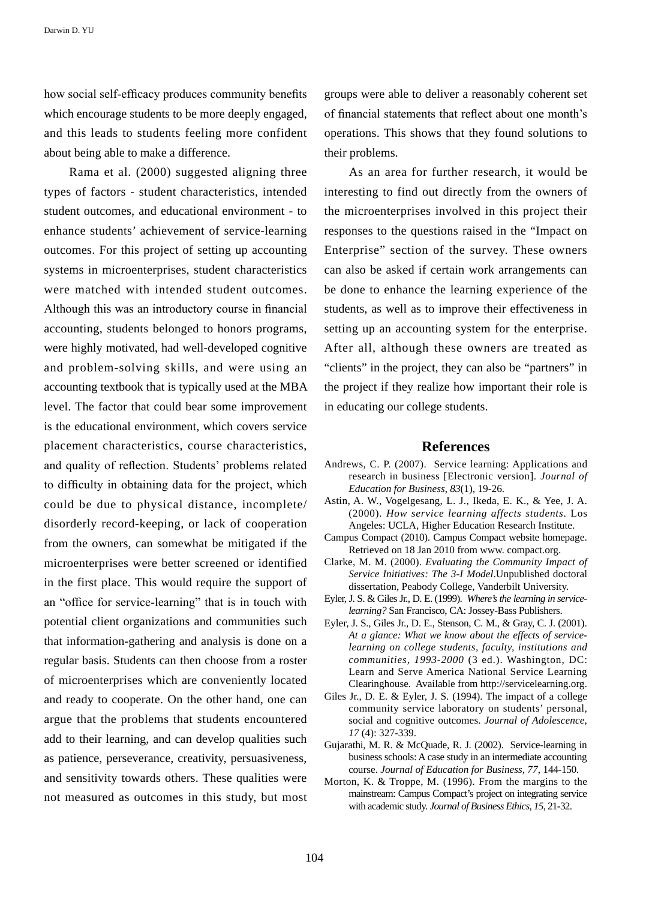how social self-efficacy produces community benefits which encourage students to be more deeply engaged, and this leads to students feeling more confident about being able to make a difference.

Rama et al. (2000) suggested aligning three types of factors - student characteristics, intended student outcomes, and educational environment - to enhance students' achievement of service-learning outcomes. For this project of setting up accounting systems in microenterprises, student characteristics were matched with intended student outcomes. Although this was an introductory course in financial accounting, students belonged to honors programs, were highly motivated, had well-developed cognitive and problem-solving skills, and were using an accounting textbook that is typically used at the MBA level. The factor that could bear some improvement is the educational environment, which covers service placement characteristics, course characteristics, and quality of reflection. Students' problems related to difficulty in obtaining data for the project, which could be due to physical distance, incomplete/disorderly record-keeping, or lack of cooperation from the owners, can somewhat be mitigated if the microenterprises were better screened or identified in the first place. This would require the support of an "office for service-learning" that is in touch with potential client organizations and communities such that information-gathering and analysis is done on a regular basis. Students can then choose from a roster of microenterprises which are conveniently located and ready to cooperate. On the other hand, one can argue that the problems that students encountered add to their learning, and can develop qualities such as patience, perseverance, creativity, persuasiveness, and sensitivity towards others. These qualities were not measured as outcomes in this study, but most groups were able to deliver a reasonably coherent set of financial statements that reflect about one month's operations. This shows that they found solutions to their problems.

As an area for further research, it would be interesting to find out directly from the owners of the microenterprises involved in this project their responses to the questions raised in the "Impact on Enterprise" section of the survey. These owners can also be asked if certain work arrangements can be done to enhance the learning experience of the students, as well as to improve their effectiveness in setting up an accounting system for the enterprise. After all, although these owners are treated as "clients" in the project, they can also be "partners" in the project if they realize how important their role is in educating our college students.

## References

Andrews, C. P. (2007). Service learning: Applications and research in business [Electronic version]. *Journal of Education for Business*, *83*(1), 19-26.

Astin, A. W., Vogelgesang, L. J., Ikeda, E. K., & Yee, J. A. (2000). *How service learning affects students*. Los Angeles: UCLA, Higher Education Research Institute.

Campus Compact (2010). Campus Compact website homepage. Retrieved on 18 Jan 2010 from www. compact.org.

Clarke, M. M. (2000). *Evaluating the Community Impact of Service Initiatives: The 3-I Model*.Unpublished doctoral dissertation, Peabody College, Vanderbilt University.

Eyler, J. S. & Giles Jr., D. E. (1999). *Where's the learning in service-learning?* San Francisco, CA: Jossey-Bass Publishers.

Eyler, J. S., Giles Jr., D. E., Stenson, C. M., & Gray, C. J. (2001). *At a glance: What we know about the effects of service-learning on college students, faculty, institutions and communities, 1993-2000* (3 ed.). Washington, DC: Learn and Serve America National Service Learning Clearinghouse. Available from http://servicelearning.org.

Giles Jr., D. E. & Eyler, J. S. (1994). The impact of a college community service laboratory on students' personal, social and cognitive outcomes. *Journal of Adolescence, 17* (4): 327-339.

Gujarathi, M. R. & McQuade, R. J. (2002). Service-learning in business schools: A case study in an intermediate accounting course. *Journal of Education for Business, 77*, 144-150.

Morton, K. & Troppe, M. (1996). From the margins to the mainstream: Campus Compact's project on integrating service with academic study. *Journal of Business Ethics, 15*, 21-32.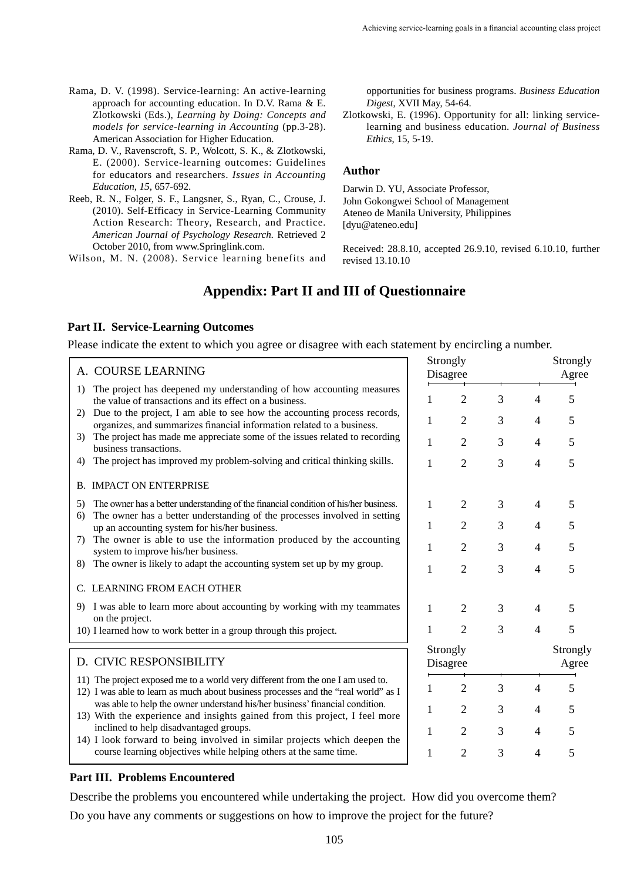Rama, D. V. (1998). Service-learning: An active-learning approach for accounting education. In D.V. Rama & E. Zlotkowski (Eds.), *Learning by Doing: Concepts and models for service-learning in Accounting* (pp.3-28). American Association for Higher Education.

Rama, D. V., Ravenscroft, S. P., Wolcott, S. K., & Zlotkowski, E. (2000). Service-learning outcomes: Guidelines for educators and researchers. *Issues in Accounting Education, 15*, 657-692.

Reeb, R. N., Folger, S. F., Langsner, S., Ryan, C., Crouse, J. (2010). Self-Efficacy in Service-Learning Community Action Research: Theory, Research, and Practice. *American Journal of Psychology Research.* Retrieved 2 October 2010, from www.Springlink.com.

Wilson, M. N. (2008). Service learning benefits and opportunities for business programs. *Business Education Digest*, XVII May, 54-64.

Zlotkowski, E. (1996). Opportunity for all: linking service-learning and business education. *Journal of Business Ethics*, 15, 5-19.

### Author

Darwin D. YU, Associate Professor,
John Gokongwei School of Management
Ateneo de Manila University, Philippines
[dyu@ateneo.edu]

Received: 28.8.10, accepted 26.9.10, revised 6.10.10, further revised 13.10.10

## Appendix: Part II and III of Questionnaire

### Part II. Service-Learning Outcomes

Please indicate the extent to which you agree or disagree with each statement by encircling a number.

| A. COURSE LEARNING | Strongly Disagree | | | | Strongly Agree |
|---|---|---|---|---|---|
| 1) The project has deepened my understanding of how accounting measures the value of transactions and its effect on a business. | 1 | 2 | 3 | 4 | 5 |
| 2) Due to the project, I am able to see how the accounting process records, organizes, and summarizes financial information related to a business. | 1 | 2 | 3 | 4 | 5 |
| 3) The project has made me appreciate some of the issues related to recording business transactions. | 1 | 2 | 3 | 4 | 5 |
| 4) The project has improved my problem-solving and critical thinking skills. | 1 | 2 | 3 | 4 | 5 |
| B. IMPACT ON ENTERPRISE | | | | | |
| 5) The owner has a better understanding of the financial condition of his/her business. | 1 | 2 | 3 | 4 | 5 |
| 6) The owner has a better understanding of the processes involved in setting up an accounting system for his/her business. | 1 | 2 | 3 | 4 | 5 |
| 7) The owner is able to use the information produced by the accounting system to improve his/her business. | 1 | 2 | 3 | 4 | 5 |
| 8) The owner is likely to adapt the accounting system set up by my group. | 1 | 2 | 3 | 4 | 5 |
| C. LEARNING FROM EACH OTHER | | | | | |
| 9) I was able to learn more about accounting by working with my teammates on the project. | 1 | 2 | 3 | 4 | 5 |
| 10) I learned how to work better in a group through this project. | 1 | 2 | 3 | 4 | 5 |

| D. CIVIC RESPONSIBILITY | Strongly Disagree | | | | Strongly Agree |
|---|---|---|---|---|---|
| 11) The project exposed me to a world very different from the one I am used to. | 1 | 2 | 3 | 4 | 5 |
| 12) I was able to learn as much about business processes and the "real world" as I was able to help the owner understand his/her business' financial condition. | 1 | 2 | 3 | 4 | 5 |
| 13) With the experience and insights gained from this project, I feel more inclined to help disadvantaged groups. | 1 | 2 | 3 | 4 | 5 |
| 14) I look forward to being involved in similar projects which deepen the course learning objectives while helping others at the same time. | 1 | 2 | 3 | 4 | 5 |

### Part III. Problems Encountered

Describe the problems you encountered while undertaking the project. How did you overcome them?

Do you have any comments or suggestions on how to improve the project for the future?